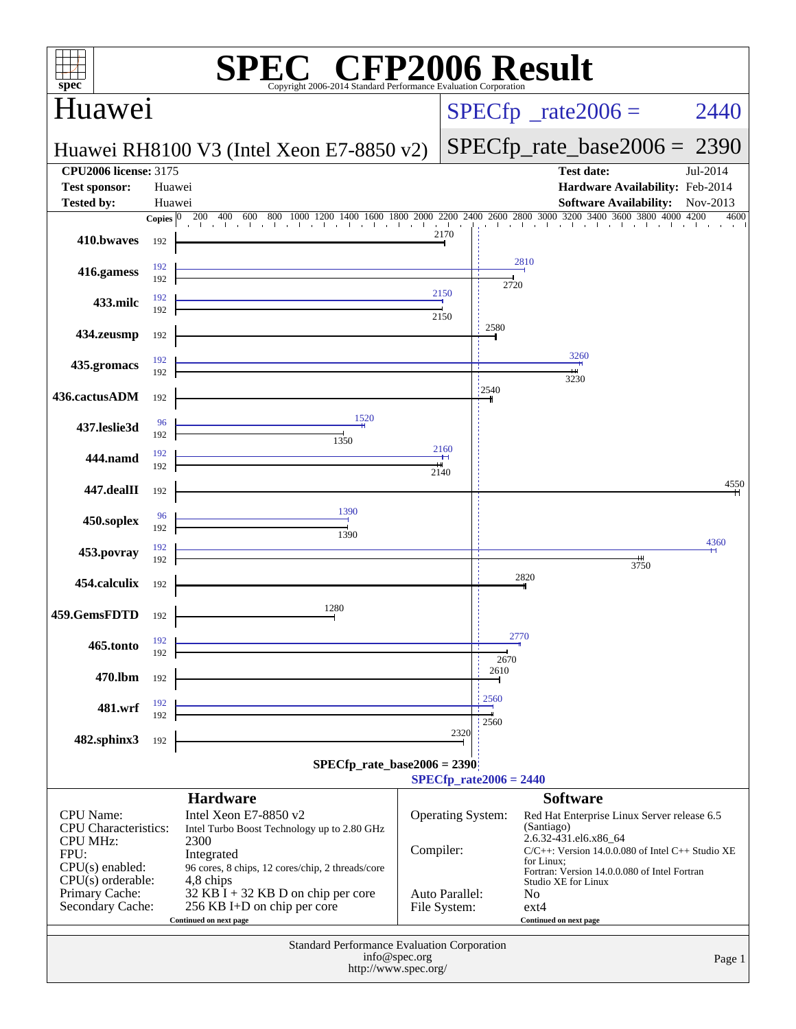# SPEC CFP2006 Result

Copyright 2006-2014 Standard Performance Evaluation Corporation

## Huawei

**Huawei RH8100 V3 (Intel Xeon E7-8850 v2)**

SPECfp_rate2006 = 2440

SPECfp_rate_base2006 = 2390

| | | | |
|---|---|---|---|
| **CPU2006 license:** | 3175 | **Test date:** | Jul-2014 |
| **Test sponsor:** | Huawei | **Hardware Availability:** | Feb-2014 |
| **Tested by:** | Huawei | **Software Availability:** | Nov-2013 |

| Benchmark | Copies (peak) | Peak | Copies (base) | Base |
|---|---|---|---|---|
| 410.bwaves | | | 192 | 2170 |
| 416.gamess | 192 | 2810 | 192 | 2720 |
| 433.milc | 192 | 2150 | 192 | 2150 |
| 434.zeusmp | | | 192 | 2580 |
| 435.gromacs | 192 | 3260 | 192 | 3230 |
| 436.cactusADM | | | 192 | 2540 |
| 437.leslie3d | 96 | 1520 | 192 | 1350 |
| 444.namd | 192 | 2160 | 192 | 2140 |
| 447.dealII | | | 192 | 4550 |
| 450.soplex | 96 | 1390 | 192 | 1390 |
| 453.povray | 192 | 4360 | 192 | 3750 |
| 454.calculix | | | 192 | 2820 |
| 459.GemsFDTD | | | 192 | 1280 |
| 465.tonto | 192 | 2770 | 192 | 2670 |
| 470.lbm | | | 192 | 2610 |
| 481.wrf | 192 | 2560 | 192 | 2560 |
| 482.sphinx3 | | | 192 | 2320 |

SPECfp_rate_base2006 = 2390

SPECfp_rate2006 = 2440

## Hardware

| | |
|---|---|
| CPU Name: | Intel Xeon E7-8850 v2 |
| CPU Characteristics: | Intel Turbo Boost Technology up to 2.80 GHz |
| CPU MHz: | 2300 |
| FPU: | Integrated |
| CPU(s) enabled: | 96 cores, 8 chips, 12 cores/chip, 2 threads/core |
| CPU(s) orderable: | 4,8 chips |
| Primary Cache: | 32 KB I + 32 KB D on chip per core |
| Secondary Cache: | 256 KB I+D on chip per core |

Continued on next page

## Software

| | |
|---|---|
| Operating System: | Red Hat Enterprise Linux Server release 6.5 (Santiago) 2.6.32-431.el6.x86_64 |
| Compiler: | C/C++: Version 14.0.0.080 of Intel C++ Studio XE for Linux; Fortran: Version 14.0.0.080 of Intel Fortran Studio XE for Linux |
| Auto Parallel: | No |
| File System: | ext4 |

Continued on next page

Standard Performance Evaluation Corporation
info@spec.org
http://www.spec.org/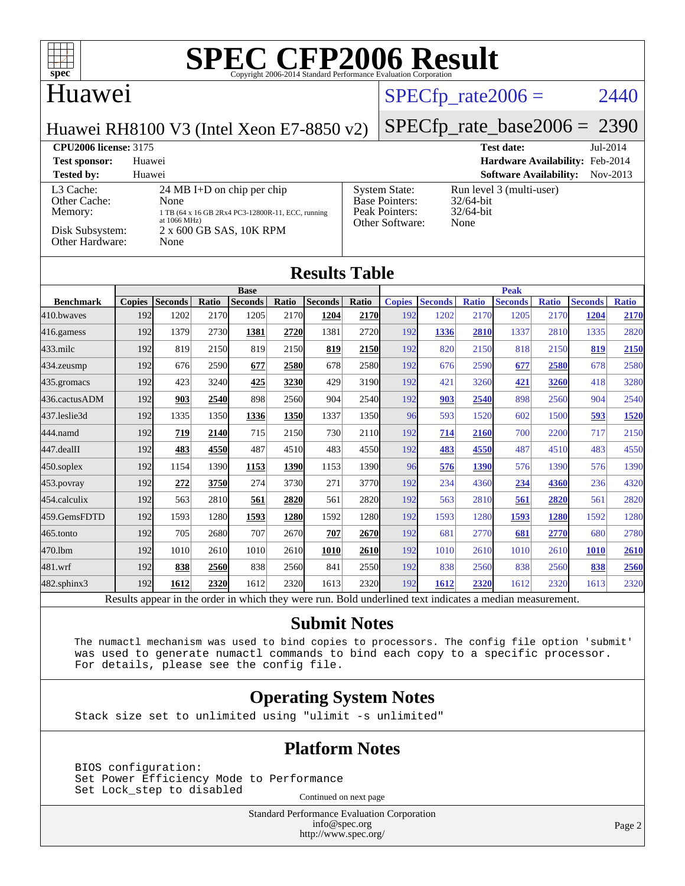# SPEC CFP2006 Result

Copyright 2006-2014 Standard Performance Evaluation Corporation

## Huawei

**Huawei RH8100 V3 (Intel Xeon E7-8850 v2)**

SPECfp_rate2006 = 2440

SPECfp_rate_base2006 = 2390

**CPU2006 license:** 3175 | **Test date:** Jul-2014
**Test sponsor:** Huawei | **Hardware Availability:** Feb-2014
**Tested by:** Huawei | **Software Availability:** Nov-2013

| | |
|---|---|
| L3 Cache: | 24 MB I+D on chip per chip |
| Other Cache: | None |
| Memory: | 1 TB (64 x 16 GB 2Rx4 PC3-12800R-11, ECC, running at 1066 MHz) |
| Disk Subsystem: | 2 x 600 GB SAS, 10K RPM |
| Other Hardware: | None |

| | |
|---|---|
| System State: | Run level 3 (multi-user) |
| Base Pointers: | 32/64-bit |
| Peak Pointers: | 32/64-bit |
| Other Software: | None |

## Results Table

| Benchmark | Base | | | | | | | Peak | | | | | | |
|---|---|---|---|---|---|---|---|---|---|---|---|---|---|---|
| | Copies | Seconds | Ratio | Seconds | Ratio | Seconds | Ratio | Copies | Seconds | Ratio | Seconds | Ratio | Seconds | Ratio |
| 410.bwaves | 192 | 1202 | 2170 | 1205 | 2170 | **1204** | **2170** | 192 | 1202 | 2170 | 1205 | 2170 | **1204** | **2170** |
| 416.gamess | 192 | 1379 | 2730 | **1381** | **2720** | 1381 | 2720 | 192 | **1336** | **2810** | 1337 | 2810 | 1335 | 2820 |
| 433.milc | 192 | 819 | 2150 | 819 | 2150 | **819** | **2150** | 192 | 820 | 2150 | 818 | 2150 | **819** | **2150** |
| 434.zeusmp | 192 | 676 | 2590 | **677** | **2580** | 678 | 2580 | 192 | 676 | 2590 | **677** | **2580** | 678 | 2580 |
| 435.gromacs | 192 | 423 | 3240 | **425** | **3230** | 429 | 3190 | 192 | 421 | 3260 | **421** | **3260** | 418 | 3280 |
| 436.cactusADM | 192 | **903** | **2540** | 898 | 2560 | 904 | 2540 | 192 | **903** | **2540** | 898 | 2560 | 904 | 2540 |
| 437.leslie3d | 192 | 1335 | 1350 | **1336** | **1350** | 1337 | 1350 | 96 | 593 | 1520 | 602 | 1500 | **593** | **1520** |
| 444.namd | 192 | **719** | **2140** | 715 | 2150 | 730 | 2110 | 192 | **714** | **2160** | 700 | 2200 | 717 | 2150 |
| 447.dealII | 192 | **483** | **4550** | 487 | 4510 | 483 | 4550 | 192 | **483** | **4550** | 487 | 4510 | 483 | 4550 |
| 450.soplex | 192 | 1154 | 1390 | **1153** | **1390** | 1153 | 1390 | 96 | **576** | **1390** | 576 | 1390 | 576 | 1390 |
| 453.povray | 192 | **272** | **3750** | 274 | 3730 | 271 | 3770 | 192 | 234 | 4360 | **234** | **4360** | 236 | 4320 |
| 454.calculix | 192 | 563 | 2810 | **561** | **2820** | 561 | 2820 | 192 | 563 | 2810 | **561** | **2820** | 561 | 2820 |
| 459.GemsFDTD | 192 | 1593 | 1280 | **1593** | **1280** | 1592 | 1280 | 192 | 1593 | 1280 | **1593** | **1280** | 1592 | 1280 |
| 465.tonto | 192 | 705 | 2680 | 707 | 2670 | **707** | **2670** | 192 | 681 | 2770 | **681** | **2770** | 680 | 2780 |
| 470.lbm | 192 | 1010 | 2610 | 1010 | 2610 | **1010** | **2610** | 192 | 1010 | 2610 | 1010 | 2610 | **1010** | **2610** |
| 481.wrf | 192 | **838** | **2560** | 838 | 2560 | 841 | 2550 | 192 | 838 | 2560 | 838 | 2560 | **838** | **2560** |
| 482.sphinx3 | 192 | **1612** | **2320** | 1612 | 2320 | 1613 | 2320 | 192 | **1612** | **2320** | 1612 | 2320 | 1613 | 2320 |

Results appear in the order in which they were run. Bold underlined text indicates a median measurement.

## Submit Notes

```
The numactl mechanism was used to bind copies to processors. The config file option 'submit'
was used to generate numactl commands to bind each copy to a specific processor.
For details, please see the config file.
```

## Operating System Notes

```
Stack size set to unlimited using "ulimit -s unlimited"
```

## Platform Notes

```
BIOS configuration:
Set Power Efficiency Mode to Performance
Set Lock_step to disabled
```

Continued on next page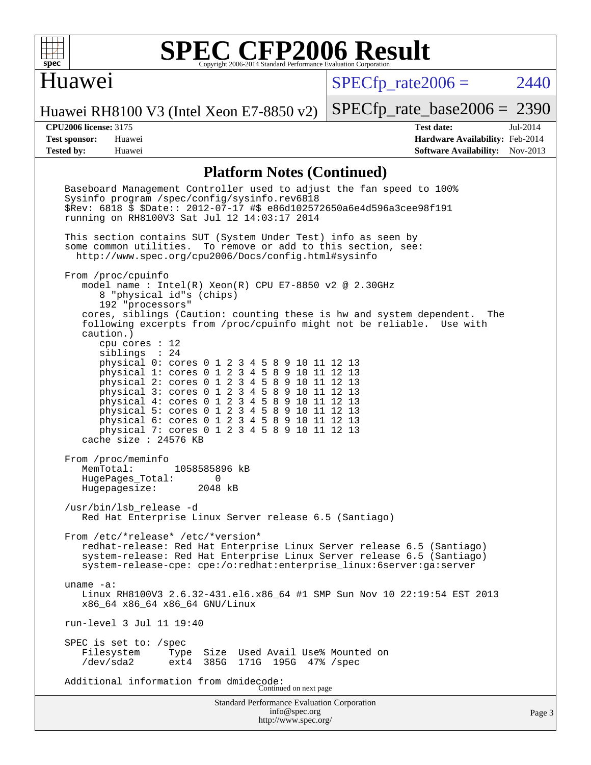## Platform Notes (Continued)

```
Baseboard Management Controller used to adjust the fan speed to 100%
Sysinfo program /spec/config/sysinfo.rev6818
$Rev: 6818 $ $Date:: 2012-07-17 #$ e86d102572650a6e4d596a3cee98f191
running on RH8100V3 Sat Jul 12 14:03:17 2014

This section contains SUT (System Under Test) info as seen by
some common utilities.  To remove or add to this section, see:
  http://www.spec.org/cpu2006/Docs/config.html#sysinfo

From /proc/cpuinfo
   model name : Intel(R) Xeon(R) CPU E7-8850 v2 @ 2.30GHz
      8 "physical id"s (chips)
      192 "processors"
   cores, siblings (Caution: counting these is hw and system dependent.  The
   following excerpts from /proc/cpuinfo might not be reliable.  Use with
   caution.)
      cpu cores : 12
      siblings  : 24
      physical 0: cores 0 1 2 3 4 5 8 9 10 11 12 13
      physical 1: cores 0 1 2 3 4 5 8 9 10 11 12 13
      physical 2: cores 0 1 2 3 4 5 8 9 10 11 12 13
      physical 3: cores 0 1 2 3 4 5 8 9 10 11 12 13
      physical 4: cores 0 1 2 3 4 5 8 9 10 11 12 13
      physical 5: cores 0 1 2 3 4 5 8 9 10 11 12 13
      physical 6: cores 0 1 2 3 4 5 8 9 10 11 12 13
      physical 7: cores 0 1 2 3 4 5 8 9 10 11 12 13
   cache size : 24576 KB

From /proc/meminfo
   MemTotal:       1058585896 kB
   HugePages_Total:       0
   Hugepagesize:       2048 kB

/usr/bin/lsb_release -d
   Red Hat Enterprise Linux Server release 6.5 (Santiago)

From /etc/*release* /etc/*version*
   redhat-release: Red Hat Enterprise Linux Server release 6.5 (Santiago)
   system-release: Red Hat Enterprise Linux Server release 6.5 (Santiago)
   system-release-cpe: cpe:/o:redhat:enterprise_linux:6server:ga:server

uname -a:
   Linux RH8100V3 2.6.32-431.el6.x86_64 #1 SMP Sun Nov 10 22:19:54 EST 2013
   x86_64 x86_64 x86_64 GNU/Linux

run-level 3 Jul 11 19:40

SPEC is set to: /spec
   Filesystem     Type  Size  Used Avail Use% Mounted on
   /dev/sda2      ext4  385G  171G  195G  47% /spec

Additional information from dmidecode:
```

Continued on next page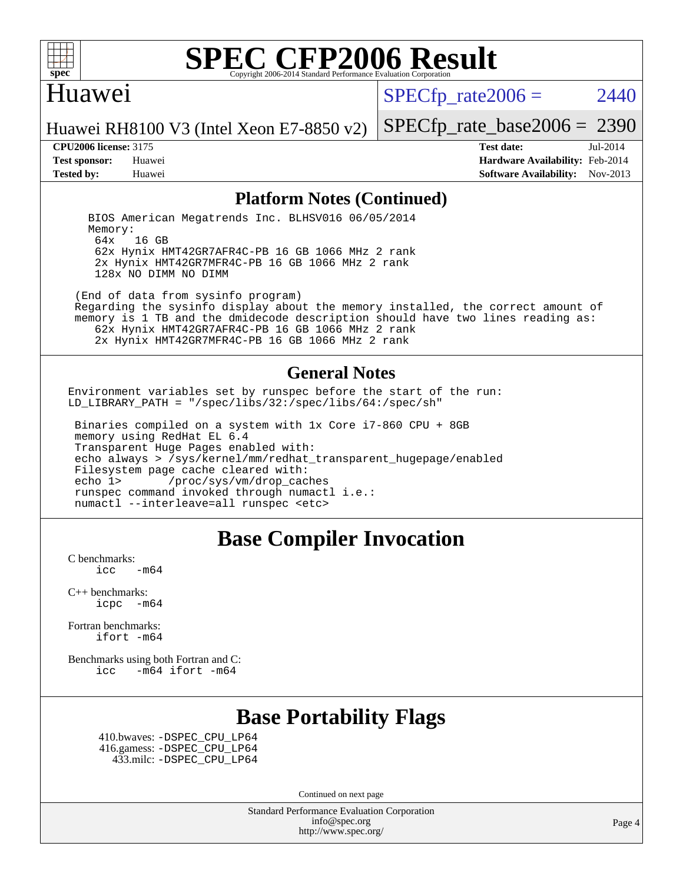# SPEC CFP2006 Result

Copyright 2006-2014 Standard Performance Evaluation Corporation

## Huawei

Huawei RH8100 V3 (Intel Xeon E7-8850 v2)

SPECfp_rate2006 = 2440

SPECfp_rate_base2006 = 2390

**CPU2006 license:** 3175
**Test sponsor:** Huawei
**Tested by:** Huawei

**Test date:** Jul-2014
**Hardware Availability:** Feb-2014
**Software Availability:** Nov-2013

## Platform Notes (Continued)

```
   BIOS American Megatrends Inc. BLHSV016 06/05/2014
   Memory:
     64x   16 GB
     62x Hynix HMT42GR7AFR4C-PB 16 GB 1066 MHz 2 rank
     2x Hynix HMT42GR7MFR4C-PB 16 GB 1066 MHz 2 rank
     128x NO DIMM NO DIMM

 (End of data from sysinfo program)
 Regarding the sysinfo display about the memory installed, the correct amount of
 memory is 1 TB and the dmidecode description should have two lines reading as:
     62x Hynix HMT42GR7AFR4C-PB 16 GB 1066 MHz 2 rank
     2x Hynix HMT42GR7MFR4C-PB 16 GB 1066 MHz 2 rank
```

## General Notes

```
Environment variables set by runspec before the start of the run:
LD_LIBRARY_PATH = "/spec/libs/32:/spec/libs/64:/spec/sh"

 Binaries compiled on a system with 1x Core i7-860 CPU + 8GB
 memory using RedHat EL 6.4
 Transparent Huge Pages enabled with:
 echo always > /sys/kernel/mm/redhat_transparent_hugepage/enabled
 Filesystem page cache cleared with:
 echo 1>       /proc/sys/vm/drop_caches
 runspec command invoked through numactl i.e.:
 numactl --interleave=all runspec <etc>
```

## Base Compiler Invocation

C benchmarks:
```
icc   -m64
```

C++ benchmarks:
```
icpc  -m64
```

Fortran benchmarks:
```
ifort -m64
```

Benchmarks using both Fortran and C:
```
icc   -m64 ifort -m64
```

## Base Portability Flags

410.bwaves: -DSPEC_CPU_LP64
416.gamess: -DSPEC_CPU_LP64
433.milc: -DSPEC_CPU_LP64

Continued on next page

Standard Performance Evaluation Corporation
info@spec.org
http://www.spec.org/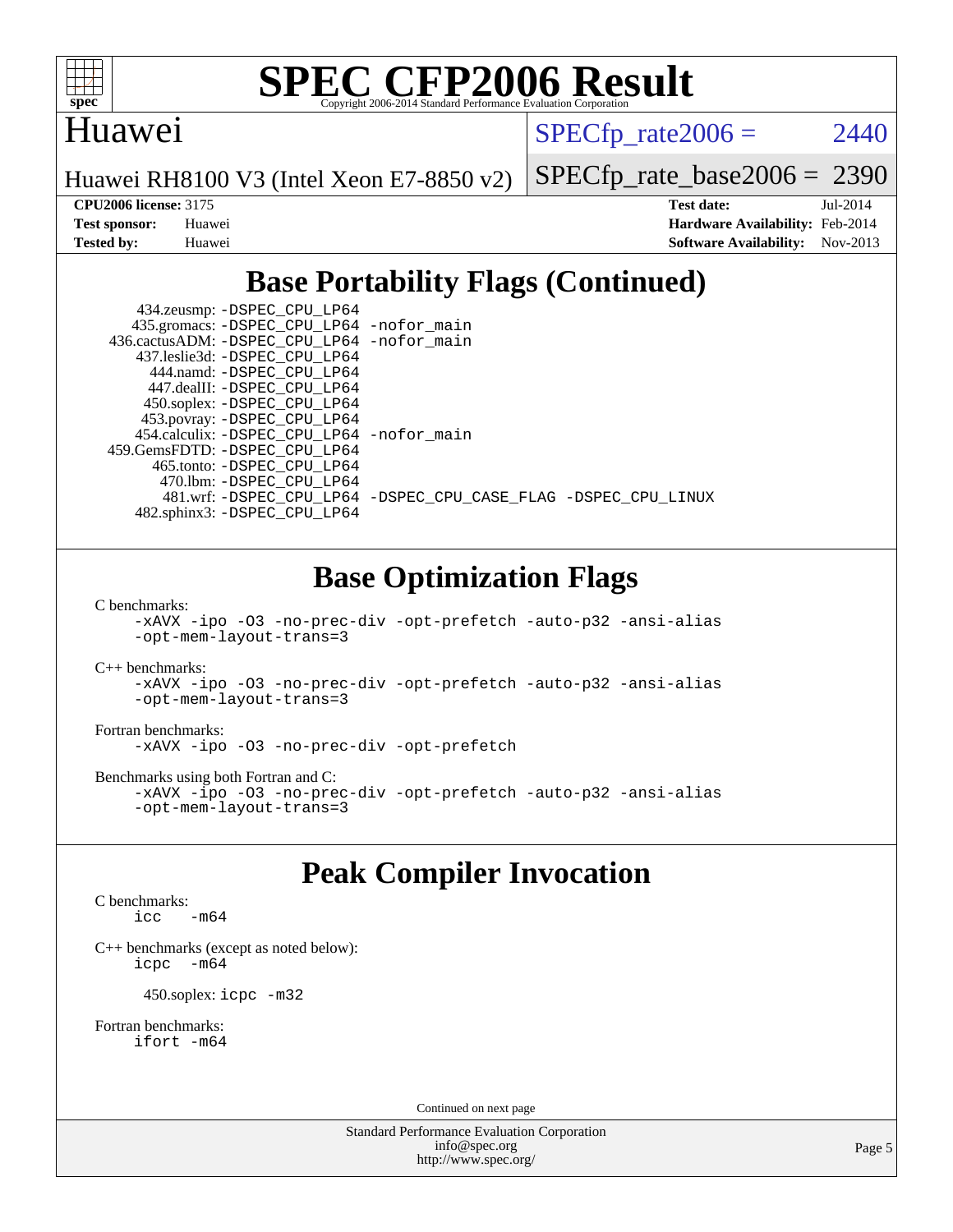# Huawei

Huawei RH8100 V3 (Intel Xeon E7-8850 v2)

SPECfp_rate2006 = 2440

SPECfp_rate_base2006 = 2390

**CPU2006 license:** 3175
**Test sponsor:** Huawei
**Tested by:** Huawei

**Test date:** Jul-2014
**Hardware Availability:** Feb-2014
**Software Availability:** Nov-2013

## Base Portability Flags (Continued)

```
      434.zeusmp: -DSPEC_CPU_LP64
     435.gromacs: -DSPEC_CPU_LP64 -nofor_main
    436.cactusADM: -DSPEC_CPU_LP64 -nofor_main
     437.leslie3d: -DSPEC_CPU_LP64
        444.namd: -DSPEC_CPU_LP64
      447.dealII: -DSPEC_CPU_LP64
      450.soplex: -DSPEC_CPU_LP64
      453.povray: -DSPEC_CPU_LP64
    454.calculix: -DSPEC_CPU_LP64 -nofor_main
   459.GemsFDTD: -DSPEC_CPU_LP64
       465.tonto: -DSPEC_CPU_LP64
         470.lbm: -DSPEC_CPU_LP64
         481.wrf: -DSPEC_CPU_LP64 -DSPEC_CPU_CASE_FLAG -DSPEC_CPU_LINUX
     482.sphinx3: -DSPEC_CPU_LP64
```

## Base Optimization Flags

C benchmarks:
```
-xAVX -ipo -O3 -no-prec-div -opt-prefetch -auto-p32 -ansi-alias
-opt-mem-layout-trans=3
```

C++ benchmarks:
```
-xAVX -ipo -O3 -no-prec-div -opt-prefetch -auto-p32 -ansi-alias
-opt-mem-layout-trans=3
```

Fortran benchmarks:
```
-xAVX -ipo -O3 -no-prec-div -opt-prefetch
```

Benchmarks using both Fortran and C:
```
-xAVX -ipo -O3 -no-prec-div -opt-prefetch -auto-p32 -ansi-alias
-opt-mem-layout-trans=3
```

## Peak Compiler Invocation

C benchmarks:
```
icc   -m64
```

C++ benchmarks (except as noted below):
```
icpc   -m64
```

450.soplex: `icpc -m32`

Fortran benchmarks:
```
ifort -m64
```

Continued on next page

Standard Performance Evaluation Corporation
info@spec.org
http://www.spec.org/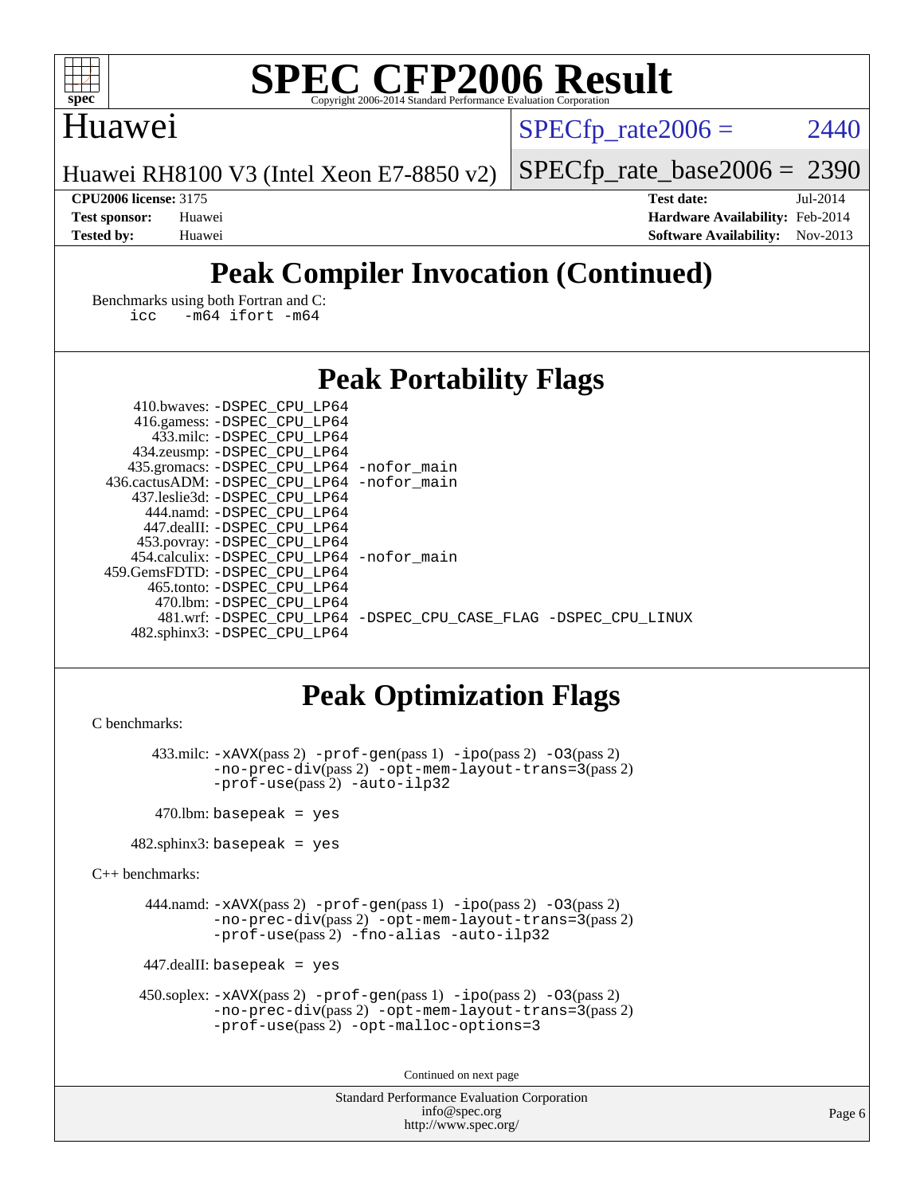# SPEC CFP2006 Result

Copyright 2006-2014 Standard Performance Evaluation Corporation

**Huawei**

Huawei RH8100 V3 (Intel Xeon E7-8850 v2)

SPECfp_rate2006 = 2440

SPECfp_rate_base2006 = 2390

| | | | |
|---|---|---|---|
| **CPU2006 license:** 3175 | | **Test date:** | Jul-2014 |
| **Test sponsor:** | Huawei | **Hardware Availability:** | Feb-2014 |
| **Tested by:** | Huawei | **Software Availability:** | Nov-2013 |

## Peak Compiler Invocation (Continued)

Benchmarks using both Fortran and C:

```
icc   -m64 ifort -m64
```

## Peak Portability Flags

```
    410.bwaves: -DSPEC_CPU_LP64
   416.gamess: -DSPEC_CPU_LP64
     433.milc: -DSPEC_CPU_LP64
   434.zeusmp: -DSPEC_CPU_LP64
  435.gromacs: -DSPEC_CPU_LP64 -nofor_main
436.cactusADM: -DSPEC_CPU_LP64 -nofor_main
  437.leslie3d: -DSPEC_CPU_LP64
     444.namd: -DSPEC_CPU_LP64
   447.dealII: -DSPEC_CPU_LP64
   453.povray: -DSPEC_CPU_LP64
  454.calculix: -DSPEC_CPU_LP64 -nofor_main
459.GemsFDTD: -DSPEC_CPU_LP64
    465.tonto: -DSPEC_CPU_LP64
      470.lbm: -DSPEC_CPU_LP64
      481.wrf: -DSPEC_CPU_LP64 -DSPEC_CPU_CASE_FLAG -DSPEC_CPU_LINUX
  482.sphinx3: -DSPEC_CPU_LP64
```

## Peak Optimization Flags

C benchmarks:

```
433.milc: -xAVX(pass 2) -prof-gen(pass 1) -ipo(pass 2) -O3(pass 2)
          -no-prec-div(pass 2) -opt-mem-layout-trans=3(pass 2)
          -prof-use(pass 2) -auto-ilp32

470.lbm: basepeak = yes

482.sphinx3: basepeak = yes
```

C++ benchmarks:

```
444.namd: -xAVX(pass 2) -prof-gen(pass 1) -ipo(pass 2) -O3(pass 2)
          -no-prec-div(pass 2) -opt-mem-layout-trans=3(pass 2)
          -prof-use(pass 2) -fno-alias -auto-ilp32

447.dealII: basepeak = yes

450.soplex: -xAVX(pass 2) -prof-gen(pass 1) -ipo(pass 2) -O3(pass 2)
            -no-prec-div(pass 2) -opt-mem-layout-trans=3(pass 2)
            -prof-use(pass 2) -opt-malloc-options=3
```

Continued on next page

Standard Performance Evaluation Corporation
info@spec.org
http://www.spec.org/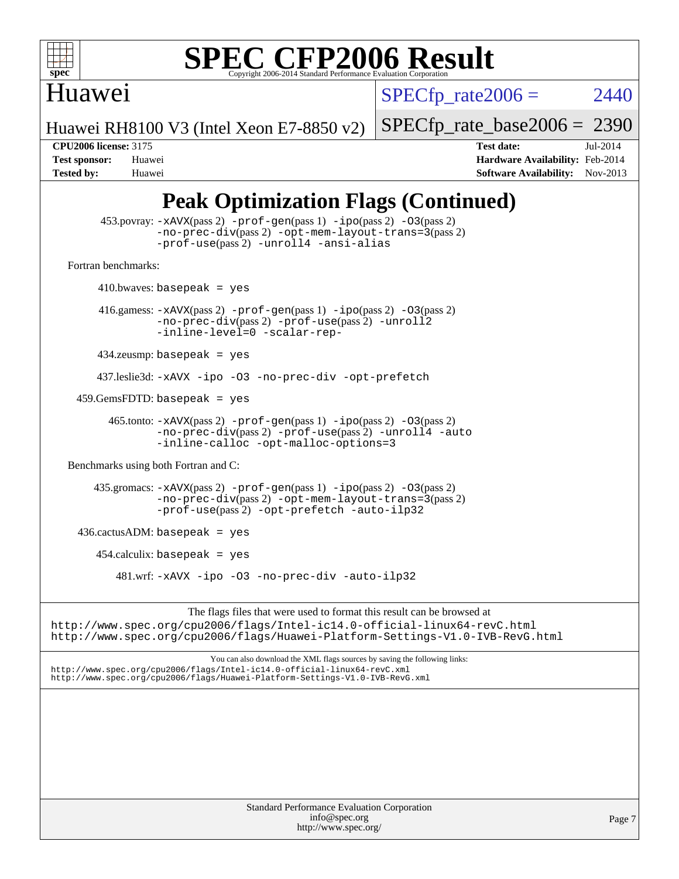# Peak Optimization Flags (Continued)

453.povray: -xAVX(pass 2) -prof-gen(pass 1) -ipo(pass 2) -O3(pass 2) -no-prec-div(pass 2) -opt-mem-layout-trans=3(pass 2) -prof-use(pass 2) -unroll4 -ansi-alias

Fortran benchmarks:

410.bwaves: basepeak = yes

416.gamess: -xAVX(pass 2) -prof-gen(pass 1) -ipo(pass 2) -O3(pass 2) -no-prec-div(pass 2) -prof-use(pass 2) -unroll2 -inline-level=0 -scalar-rep-

434.zeusmp: basepeak = yes

437.leslie3d: -xAVX -ipo -O3 -no-prec-div -opt-prefetch

459.GemsFDTD: basepeak = yes

465.tonto: -xAVX(pass 2) -prof-gen(pass 1) -ipo(pass 2) -O3(pass 2) -no-prec-div(pass 2) -prof-use(pass 2) -unroll4 -auto -inline-calloc -opt-malloc-options=3

Benchmarks using both Fortran and C:

435.gromacs: -xAVX(pass 2) -prof-gen(pass 1) -ipo(pass 2) -O3(pass 2) -no-prec-div(pass 2) -opt-mem-layout-trans=3(pass 2) -prof-use(pass 2) -opt-prefetch -auto-ilp32

436.cactusADM: basepeak = yes

454.calculix: basepeak = yes

481.wrf: -xAVX -ipo -O3 -no-prec-div -auto-ilp32

The flags files that were used to format this result can be browsed at
http://www.spec.org/cpu2006/flags/Intel-ic14.0-official-linux64-revC.html
http://www.spec.org/cpu2006/flags/Huawei-Platform-Settings-V1.0-IVB-RevG.html

You can also download the XML flags sources by saving the following links:
http://www.spec.org/cpu2006/flags/Intel-ic14.0-official-linux64-revC.xml
http://www.spec.org/cpu2006/flags/Huawei-Platform-Settings-V1.0-IVB-RevG.xml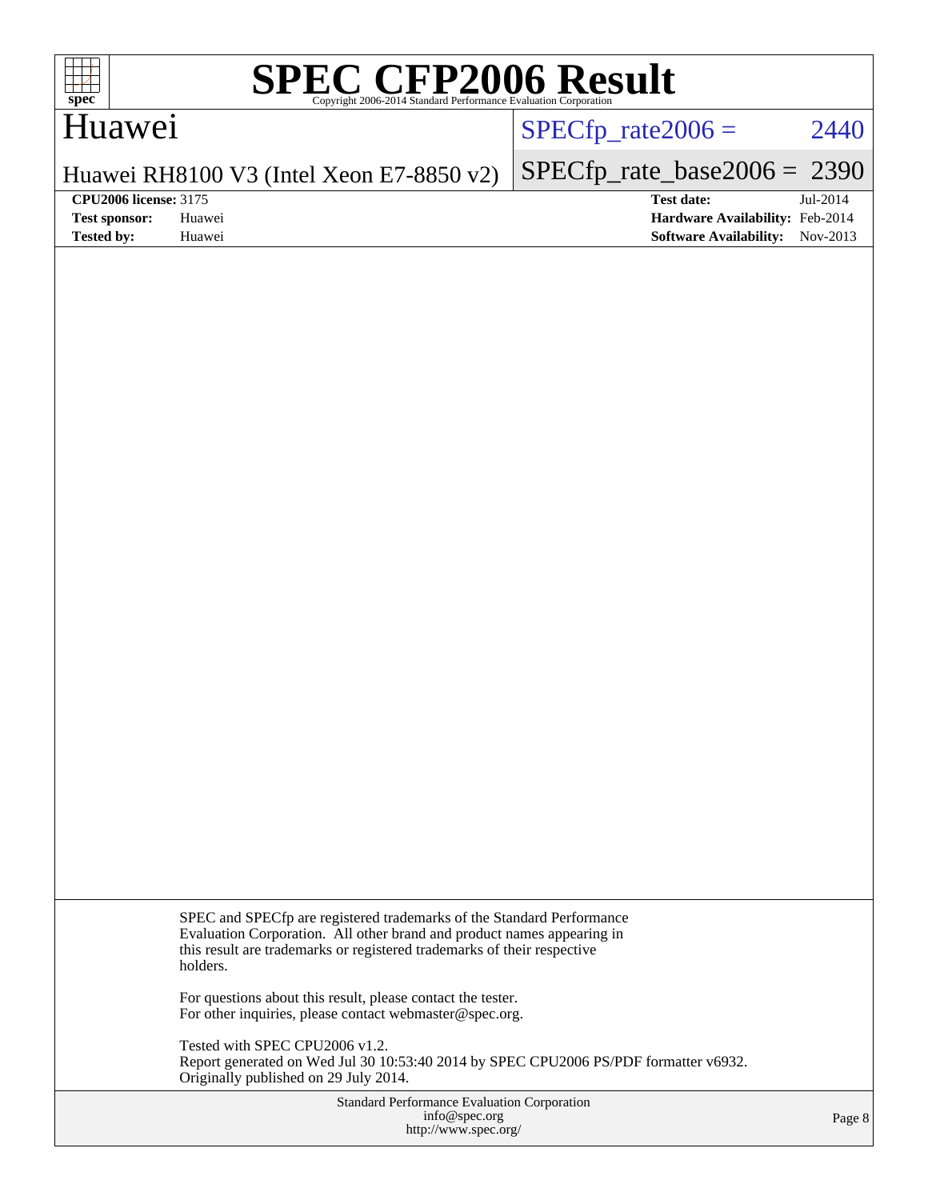SPEC and SPECfp are registered trademarks of the Standard Performance Evaluation Corporation. All other brand and product names appearing in this result are trademarks or registered trademarks of their respective holders.

For questions about this result, please contact the tester.
For other inquiries, please contact webmaster@spec.org.

Tested with SPEC CPU2006 v1.2.
Report generated on Wed Jul 30 10:53:40 2014 by SPEC CPU2006 PS/PDF formatter v6932.
Originally published on 29 July 2014.